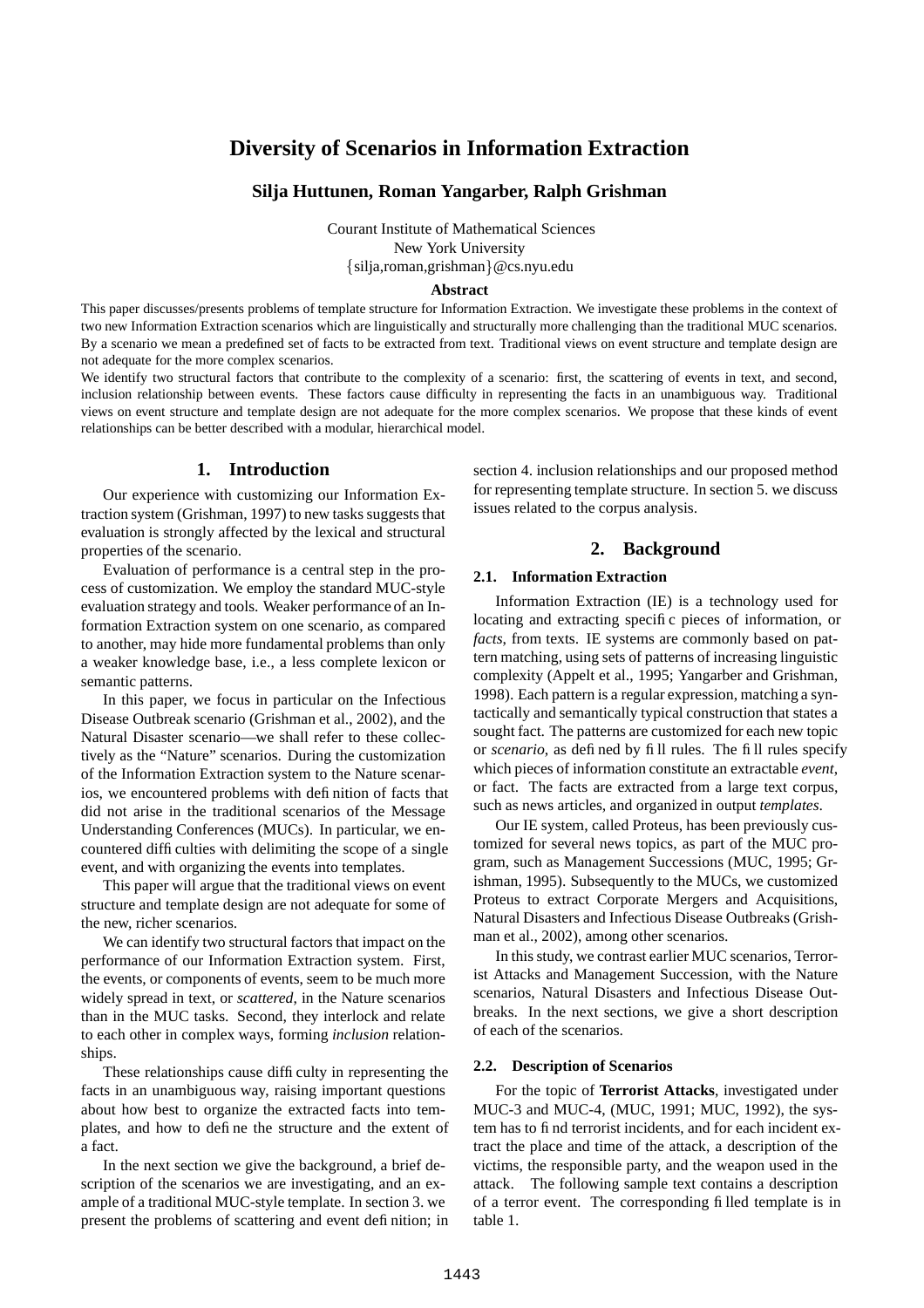# Diversity of Scenarios in Information Extraction

**Silja Huttunen, Roman Yangarber, Ralph Grishman**

Courant Institute of Mathematical Sciences
New York University
{silja,roman,grishman}@cs.nyu.edu

**Abstract**

This paper discusses/presents problems of template structure for Information Extraction. We investigate these problems in the context of two new Information Extraction scenarios which are linguistically and structurally more challenging than the traditional MUC scenarios. By a scenario we mean a predefined set of facts to be extracted from text. Traditional views on event structure and template design are not adequate for the more complex scenarios.

We identify two structural factors that contribute to the complexity of a scenario: first, the scattering of events in text, and second, inclusion relationship between events. These factors cause difficulty in representing the facts in an unambiguous way. Traditional views on event structure and template design are not adequate for the more complex scenarios. We propose that these kinds of event relationships can be better described with a modular, hierarchical model.

## 1. Introduction

Our experience with customizing our Information Extraction system (Grishman, 1997) to new tasks suggests that evaluation is strongly affected by the lexical and structural properties of the scenario.

Evaluation of performance is a central step in the process of customization. We employ the standard MUC-style evaluation strategy and tools. Weaker performance of an Information Extraction system on one scenario, as compared to another, may hide more fundamental problems than only a weaker knowledge base, i.e., a less complete lexicon or semantic patterns.

In this paper, we focus in particular on the Infectious Disease Outbreak scenario (Grishman et al., 2002), and the Natural Disaster scenario—we shall refer to these collectively as the "Nature" scenarios. During the customization of the Information Extraction system to the Nature scenarios, we encountered problems with definition of facts that did not arise in the traditional scenarios of the Message Understanding Conferences (MUCs). In particular, we encountered difficulties with delimiting the scope of a single event, and with organizing the events into templates.

This paper will argue that the traditional views on event structure and template design are not adequate for some of the new, richer scenarios.

We can identify two structural factors that impact on the performance of our Information Extraction system. First, the events, or components of events, seem to be much more widely spread in text, or *scattered*, in the Nature scenarios than in the MUC tasks. Second, they interlock and relate to each other in complex ways, forming *inclusion* relationships.

These relationships cause difficulty in representing the facts in an unambiguous way, raising important questions about how best to organize the extracted facts into templates, and how to define the structure and the extent of a fact.

In the next section we give the background, a brief description of the scenarios we are investigating, and an example of a traditional MUC-style template. In section 3. we present the problems of scattering and event definition; in section 4. inclusion relationships and our proposed method for representing template structure. In section 5. we discuss issues related to the corpus analysis.

## 2. Background

### 2.1. Information Extraction

Information Extraction (IE) is a technology used for locating and extracting specific pieces of information, or *facts*, from texts. IE systems are commonly based on pattern matching, using sets of patterns of increasing linguistic complexity (Appelt et al., 1995; Yangarber and Grishman, 1998). Each pattern is a regular expression, matching a syntactically and semantically typical construction that states a sought fact. The patterns are customized for each new topic or *scenario*, as defined by fill rules. The fill rules specify which pieces of information constitute an extractable *event*, or fact. The facts are extracted from a large text corpus, such as news articles, and organized in output *templates*.

Our IE system, called Proteus, has been previously customized for several news topics, as part of the MUC program, such as Management Successions (MUC, 1995; Grishman, 1995). Subsequently to the MUCs, we customized Proteus to extract Corporate Mergers and Acquisitions, Natural Disasters and Infectious Disease Outbreaks (Grishman et al., 2002), among other scenarios.

In this study, we contrast earlier MUC scenarios, Terrorist Attacks and Management Succession, with the Nature scenarios, Natural Disasters and Infectious Disease Outbreaks. In the next sections, we give a short description of each of the scenarios.

### 2.2. Description of Scenarios

For the topic of **Terrorist Attacks**, investigated under MUC-3 and MUC-4, (MUC, 1991; MUC, 1992), the system has to find terrorist incidents, and for each incident extract the place and time of the attack, a description of the victims, the responsible party, and the weapon used in the attack. The following sample text contains a description of a terror event. The corresponding filled template is in table 1.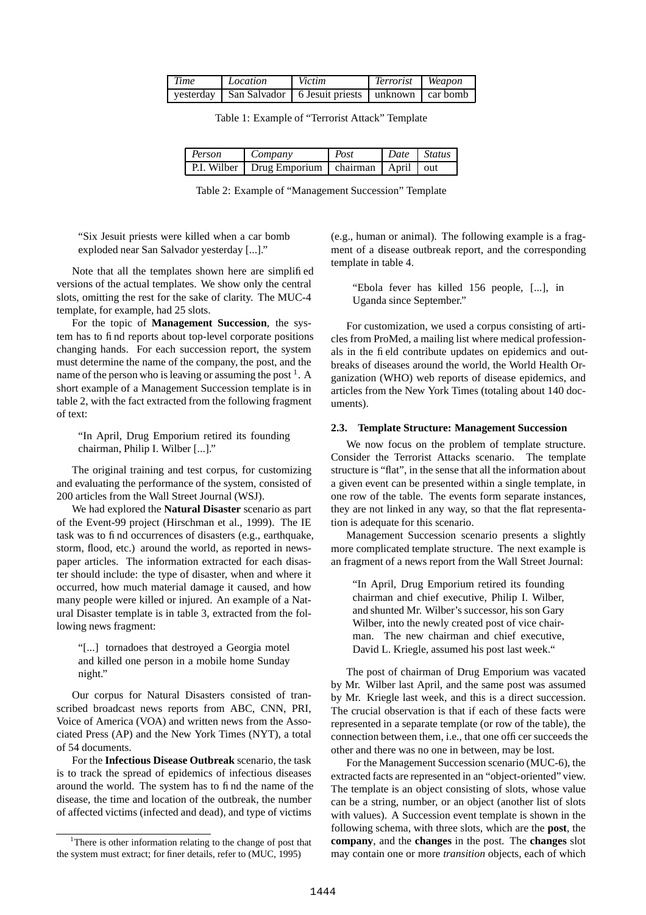| *Time* | *Location* | *Victim* | *Terrorist* | *Weapon* |
|---|---|---|---|---|
| yesterday | San Salvador | 6 Jesuit priests | unknown | car bomb |

Table 1: Example of "Terrorist Attack" Template

| *Person* | *Company* | *Post* | *Date* | *Status* |
|---|---|---|---|---|
| P.I. Wilber | Drug Emporium | chairman | April | out |

Table 2: Example of "Management Succession" Template

> "Six Jesuit priests were killed when a car bomb exploded near San Salvador yesterday [...]."

Note that all the templates shown here are simplified versions of the actual templates. We show only the central slots, omitting the rest for the sake of clarity. The MUC-4 template, for example, had 25 slots.

For the topic of **Management Succession**, the system has to find reports about top-level corporate positions changing hands. For each succession report, the system must determine the name of the company, the post, and the name of the person who is leaving or assuming the post [1]. A short example of a Management Succession template is in table 2, with the fact extracted from the following fragment of text:

> "In April, Drug Emporium retired its founding chairman, Philip I. Wilber [...]."

The original training and test corpus, for customizing and evaluating the performance of the system, consisted of 200 articles from the Wall Street Journal (WSJ).

We had explored the **Natural Disaster** scenario as part of the Event-99 project (Hirschman et al., 1999). The IE task was to find occurrences of disasters (e.g., earthquake, storm, flood, etc.) around the world, as reported in newspaper articles. The information extracted for each disaster should include: the type of disaster, when and where it occurred, how much material damage it caused, and how many people were killed or injured. An example of a Natural Disaster template is in table 3, extracted from the following news fragment:

> "[...] tornadoes that destroyed a Georgia motel and killed one person in a mobile home Sunday night."

Our corpus for Natural Disasters consisted of transcribed broadcast news reports from ABC, CNN, PRI, Voice of America (VOA) and written news from the Associated Press (AP) and the New York Times (NYT), a total of 54 documents.

For the **Infectious Disease Outbreak** scenario, the task is to track the spread of epidemics of infectious diseases around the world. The system has to find the name of the disease, the time and location of the outbreak, the number of affected victims (infected and dead), and type of victims (e.g., human or animal). The following example is a fragment of a disease outbreak report, and the corresponding template in table 4.

> "Ebola fever has killed 156 people, [...], in Uganda since September."

For customization, we used a corpus consisting of articles from ProMed, a mailing list where medical professionals in the field contribute updates on epidemics and outbreaks of diseases around the world, the World Health Organization (WHO) web reports of disease epidemics, and articles from the New York Times (totaling about 140 documents).

### 2.3. Template Structure: Management Succession

We now focus on the problem of template structure. Consider the Terrorist Attacks scenario. The template structure is "flat", in the sense that all the information about a given event can be presented within a single template, in one row of the table. The events form separate instances, they are not linked in any way, so that the flat representation is adequate for this scenario.

Management Succession scenario presents a slightly more complicated template structure. The next example is an fragment of a news report from the Wall Street Journal:

> "In April, Drug Emporium retired its founding chairman and chief executive, Philip I. Wilber, and shunted Mr. Wilber's successor, his son Gary Wilber, into the newly created post of vice chairman. The new chairman and chief executive, David L. Kriegle, assumed his post last week."

The post of chairman of Drug Emporium was vacated by Mr. Wilber last April, and the same post was assumed by Mr. Kriegle last week, and this is a direct succession. The crucial observation is that if each of these facts were represented in a separate template (or row of the table), the connection between them, i.e., that one officer succeeds the other and there was no one in between, may be lost.

For the Management Succession scenario (MUC-6), the extracted facts are represented in an "object-oriented" view. The template is an object consisting of slots, whose value can be a string, number, or an object (another list of slots with values). A Succession event template is shown in the following schema, with three slots, which are the **post**, the **company**, and the **changes** in the post. The **changes** slot may contain one or more *transition* objects, each of which

[1] There is other information relating to the change of post that the system must extract; for finer details, refer to (MUC, 1995)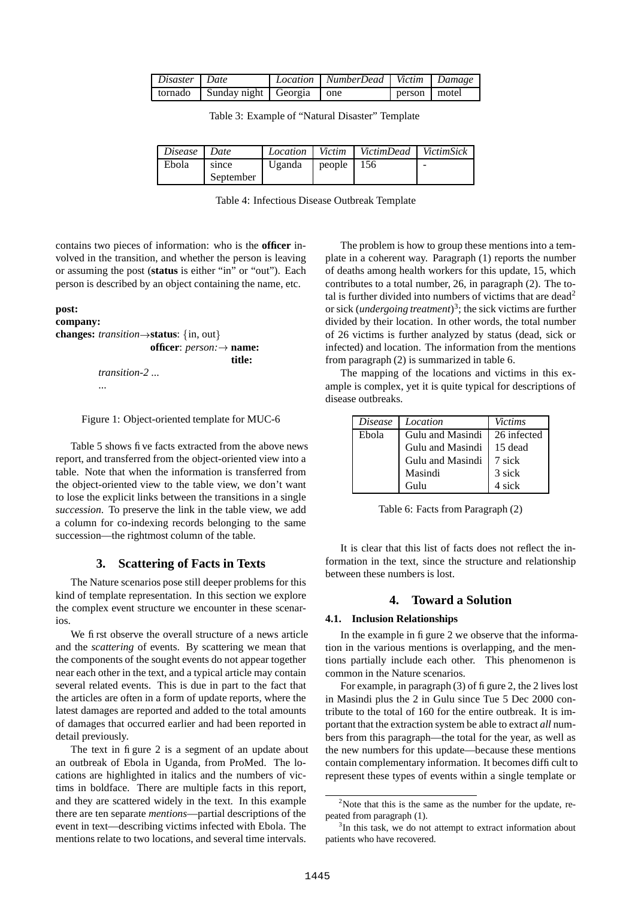| *Disaster* | *Date* | *Location* | *NumberDead* | *Victim* | *Damage* |
|---|---|---|---|---|---|
| tornado | Sunday night | Georgia | one | person | motel |

Table 3: Example of "Natural Disaster" Template

| *Disease* | *Date* | *Location* | *Victim* | *VictimDead* | *VictimSick* |
|---|---|---|---|---|---|
| Ebola | since September | Uganda | people | 156 | - |

Table 4: Infectious Disease Outbreak Template

contains two pieces of information: who is the **officer** involved in the transition, and whether the person is leaving or assuming the post (**status** is either "in" or "out"). Each person is described by an object containing the name, etc.

```
post:
company:
changes: transition→status: {in, out}
                    officer: person:→ name:
                                      title:
        transition-2 ...
        ...
```

Figure 1: Object-oriented template for MUC-6

Table 5 shows five facts extracted from the above news report, and transferred from the object-oriented view into a table. Note that when the information is transferred from the object-oriented view to the table view, we don't want to lose the explicit links between the transitions in a single *succession*. To preserve the link in the table view, we add a column for co-indexing records belonging to the same succession—the rightmost column of the table.

## 3. Scattering of Facts in Texts

The Nature scenarios pose still deeper problems for this kind of template representation. In this section we explore the complex event structure we encounter in these scenarios.

We first observe the overall structure of a news article and the *scattering* of events. By scattering we mean that the components of the sought events do not appear together near each other in the text, and a typical article may contain several related events. This is due in part to the fact that the articles are often in a form of update reports, where the latest damages are reported and added to the total amounts of damages that occurred earlier and had been reported in detail previously.

The text in figure 2 is a segment of an update about an outbreak of Ebola in Uganda, from ProMed. The locations are highlighted in italics and the numbers of victims in boldface. There are multiple facts in this report, and they are scattered widely in the text. In this example there are ten separate *mentions*—partial descriptions of the event in text—describing victims infected with Ebola. The mentions relate to two locations, and several time intervals.

The problem is how to group these mentions into a template in a coherent way. Paragraph (1) reports the number of deaths among health workers for this update, 15, which contributes to a total number, 26, in paragraph (2). The total is further divided into numbers of victims that are dead[2] or sick (*undergoing treatment*)[3]; the sick victims are further divided by their location. In other words, the total number of 26 victims is further analyzed by status (dead, sick or infected) and location. The information from the mentions from paragraph (2) is summarized in table 6.

The mapping of the locations and victims in this example is complex, yet it is quite typical for descriptions of disease outbreaks.

| *Disease* | *Location* | *Victims* |
|---|---|---|
| Ebola | Gulu and Masindi | 26 infected |
| | Gulu and Masindi | 15 dead |
| | Gulu and Masindi | 7 sick |
| | Masindi | 3 sick |
| | Gulu | 4 sick |

Table 6: Facts from Paragraph (2)

It is clear that this list of facts does not reflect the information in the text, since the structure and relationship between these numbers is lost.

## 4. Toward a Solution

### 4.1. Inclusion Relationships

In the example in figure 2 we observe that the information in the various mentions is overlapping, and the mentions partially include each other. This phenomenon is common in the Nature scenarios.

For example, in paragraph (3) of figure 2, the 2 lives lost in Masindi plus the 2 in Gulu since Tue 5 Dec 2000 contribute to the total of 160 for the entire outbreak. It is important that the extraction system be able to extract *all* numbers from this paragraph—the total for the year, as well as the new numbers for this update—because these mentions contain complementary information. It becomes difficult to represent these types of events within a single template or

[2] Note that this is the same as the number for the update, repeated from paragraph (1).

[3] In this task, we do not attempt to extract information about patients who have recovered.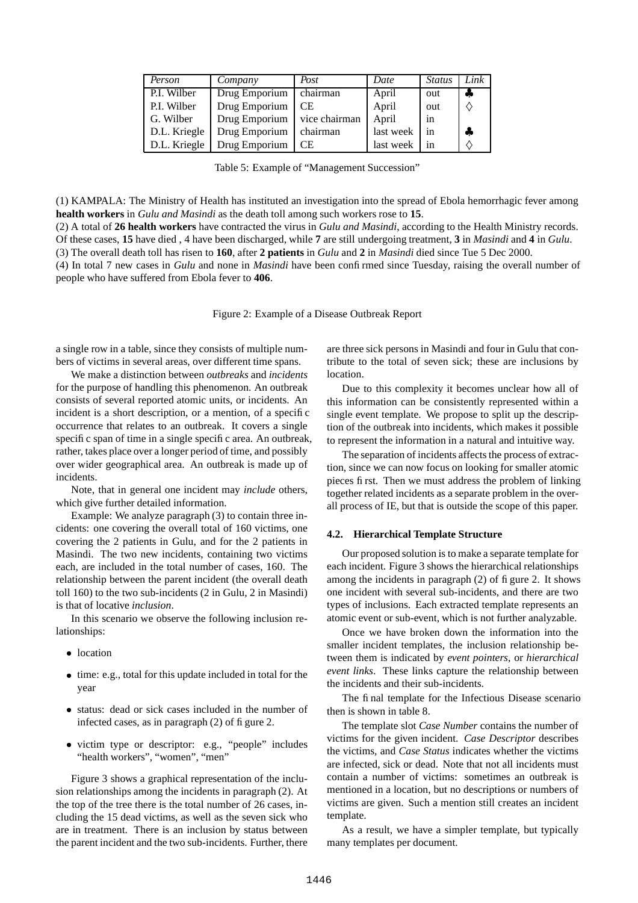| *Person* | *Company* | *Post* | *Date* | *Status* | *Link* |
|---|---|---|---|---|---|
| P.I. Wilber | Drug Emporium | chairman | April | out | ♣ |
| P.I. Wilber | Drug Emporium | CE | April | out | ♢ |
| G. Wilber | Drug Emporium | vice chairman | April | in | |
| D.L. Kriegle | Drug Emporium | chairman | last week | in | ♣ |
| D.L. Kriegle | Drug Emporium | CE | last week | in | ♢ |

Table 5: Example of "Management Succession"

(1) KAMPALA: The Ministry of Health has instituted an investigation into the spread of Ebola hemorrhagic fever among **health workers** in *Gulu and Masindi* as the death toll among such workers rose to **15**.
(2) A total of **26 health workers** have contracted the virus in *Gulu and Masindi*, according to the Health Ministry records. Of these cases, **15** have died , 4 have been discharged, while **7** are still undergoing treatment, **3** in *Masindi* and **4** in *Gulu*.
(3) The overall death toll has risen to **160**, after **2 patients** in *Gulu* and **2** in *Masindi* died since Tue 5 Dec 2000.
(4) In total 7 new cases in *Gulu* and none in *Masindi* have been confirmed since Tuesday, raising the overall number of people who have suffered from Ebola fever to **406**.

Figure 2: Example of a Disease Outbreak Report

a single row in a table, since they consists of multiple numbers of victims in several areas, over different time spans.

We make a distinction between *outbreaks* and *incidents* for the purpose of handling this phenomenon. An outbreak consists of several reported atomic units, or incidents. An incident is a short description, or a mention, of a specific occurrence that relates to an outbreak. It covers a single specific span of time in a single specific area. An outbreak, rather, takes place over a longer period of time, and possibly over wider geographical area. An outbreak is made up of incidents.

Note, that in general one incident may *include* others, which give further detailed information.

Example: We analyze paragraph (3) to contain three incidents: one covering the overall total of 160 victims, one covering the 2 patients in Gulu, and for the 2 patients in Masindi. The two new incidents, containing two victims each, are included in the total number of cases, 160. The relationship between the parent incident (the overall death toll 160) to the two sub-incidents (2 in Gulu, 2 in Masindi) is that of locative *inclusion*.

In this scenario we observe the following inclusion relationships:

- location
- time: e.g., total for this update included in total for the year
- status: dead or sick cases included in the number of infected cases, as in paragraph (2) of figure 2.
- victim type or descriptor: e.g., "people" includes "health workers", "women", "men"

Figure 3 shows a graphical representation of the inclusion relationships among the incidents in paragraph (2). At the top of the tree there is the total number of 26 cases, including the 15 dead victims, as well as the seven sick who are in treatment. There is an inclusion by status between the parent incident and the two sub-incidents. Further, there are three sick persons in Masindi and four in Gulu that contribute to the total of seven sick; these are inclusions by location.

Due to this complexity it becomes unclear how all of this information can be consistently represented within a single event template. We propose to split up the description of the outbreak into incidents, which makes it possible to represent the information in a natural and intuitive way.

The separation of incidents affects the process of extraction, since we can now focus on looking for smaller atomic pieces first. Then we must address the problem of linking together related incidents as a separate problem in the overall process of IE, but that is outside the scope of this paper.

### 4.2. Hierarchical Template Structure

Our proposed solution is to make a separate template for each incident. Figure 3 shows the hierarchical relationships among the incidents in paragraph (2) of figure 2. It shows one incident with several sub-incidents, and there are two types of inclusions. Each extracted template represents an atomic event or sub-event, which is not further analyzable.

Once we have broken down the information into the smaller incident templates, the inclusion relationship between them is indicated by *event pointers*, or *hierarchical event links*. These links capture the relationship between the incidents and their sub-incidents.

The final template for the Infectious Disease scenario then is shown in table 8.

The template slot *Case Number* contains the number of victims for the given incident. *Case Descriptor* describes the victims, and *Case Status* indicates whether the victims are infected, sick or dead. Note that not all incidents must contain a number of victims: sometimes an outbreak is mentioned in a location, but no descriptions or numbers of victims are given. Such a mention still creates an incident template.

As a result, we have a simpler template, but typically many templates per document.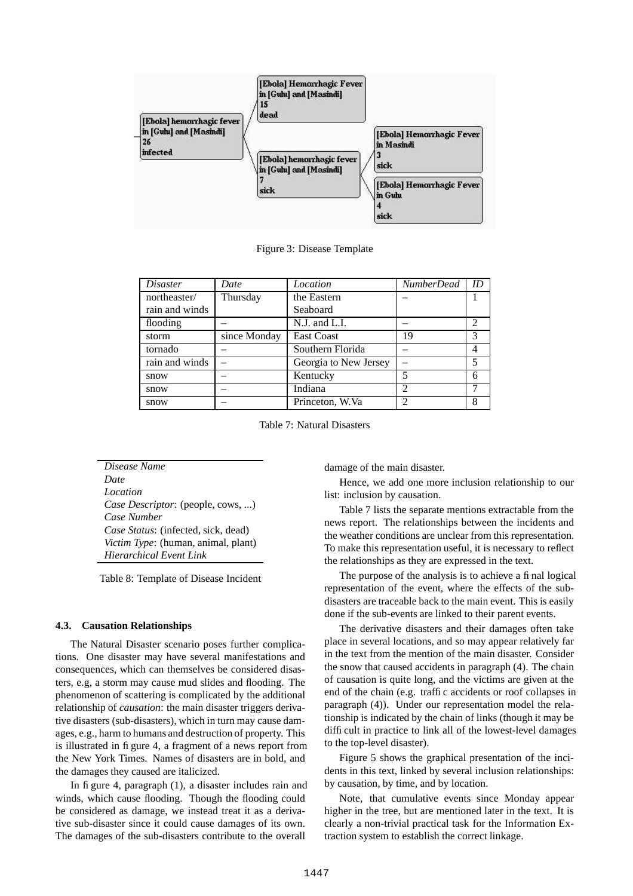Figure 3: Disease Template

| *Disaster* | *Date* | *Location* | *NumberDead* | *ID* |
|---|---|---|---|---|
| northeaster/ rain and winds | Thursday | the Eastern Seaboard | – | 1 |
| flooding | – | N.J. and L.I. | – | 2 |
| storm | since Monday | East Coast | 19 | 3 |
| tornado | – | Southern Florida | – | 4 |
| rain and winds | – | Georgia to New Jersey | – | 5 |
| snow | – | Kentucky | 5 | 6 |
| snow | – | Indiana | 2 | 7 |
| snow | – | Princeton, W.Va | 2 | 8 |

Table 7: Natural Disasters

| |
|---|
| *Disease Name* |
| *Date* |
| *Location* |
| *Case Descriptor*: (people, cows, ...) |
| *Case Number* |
| *Case Status*: (infected, sick, dead) |
| *Victim Type*: (human, animal, plant) |
| *Hierarchical Event Link* |

Table 8: Template of Disease Incident

### 4.3. Causation Relationships

The Natural Disaster scenario poses further complications. One disaster may have several manifestations and consequences, which can themselves be considered disasters, e.g, a storm may cause mud slides and flooding. The phenomenon of scattering is complicated by the additional relationship of *causation*: the main disaster triggers derivative disasters (sub-disasters), which in turn may cause damages, e.g., harm to humans and destruction of property. This is illustrated in figure 4, a fragment of a news report from the New York Times. Names of disasters are in bold, and the damages they caused are italicized.

In figure 4, paragraph (1), a disaster includes rain and winds, which cause flooding. Though the flooding could be considered as damage, we instead treat it as a derivative sub-disaster since it could cause damages of its own. The damages of the sub-disasters contribute to the overall damage of the main disaster.

Hence, we add one more inclusion relationship to our list: inclusion by causation.

Table 7 lists the separate mentions extractable from the news report. The relationships between the incidents and the weather conditions are unclear from this representation. To make this representation useful, it is necessary to reflect the relationships as they are expressed in the text.

The purpose of the analysis is to achieve a final logical representation of the event, where the effects of the sub-disasters are traceable back to the main event. This is easily done if the sub-events are linked to their parent events.

The derivative disasters and their damages often take place in several locations, and so may appear relatively far in the text from the mention of the main disaster. Consider the snow that caused accidents in paragraph (4). The chain of causation is quite long, and the victims are given at the end of the chain (e.g. traffic accidents or roof collapses in paragraph (4)). Under our representation model the relationship is indicated by the chain of links (though it may be difficult in practice to link all of the lowest-level damages to the top-level disaster).

Figure 5 shows the graphical presentation of the incidents in this text, linked by several inclusion relationships: by causation, by time, and by location.

Note, that cumulative events since Monday appear higher in the tree, but are mentioned later in the text. It is clearly a non-trivial practical task for the Information Extraction system to establish the correct linkage.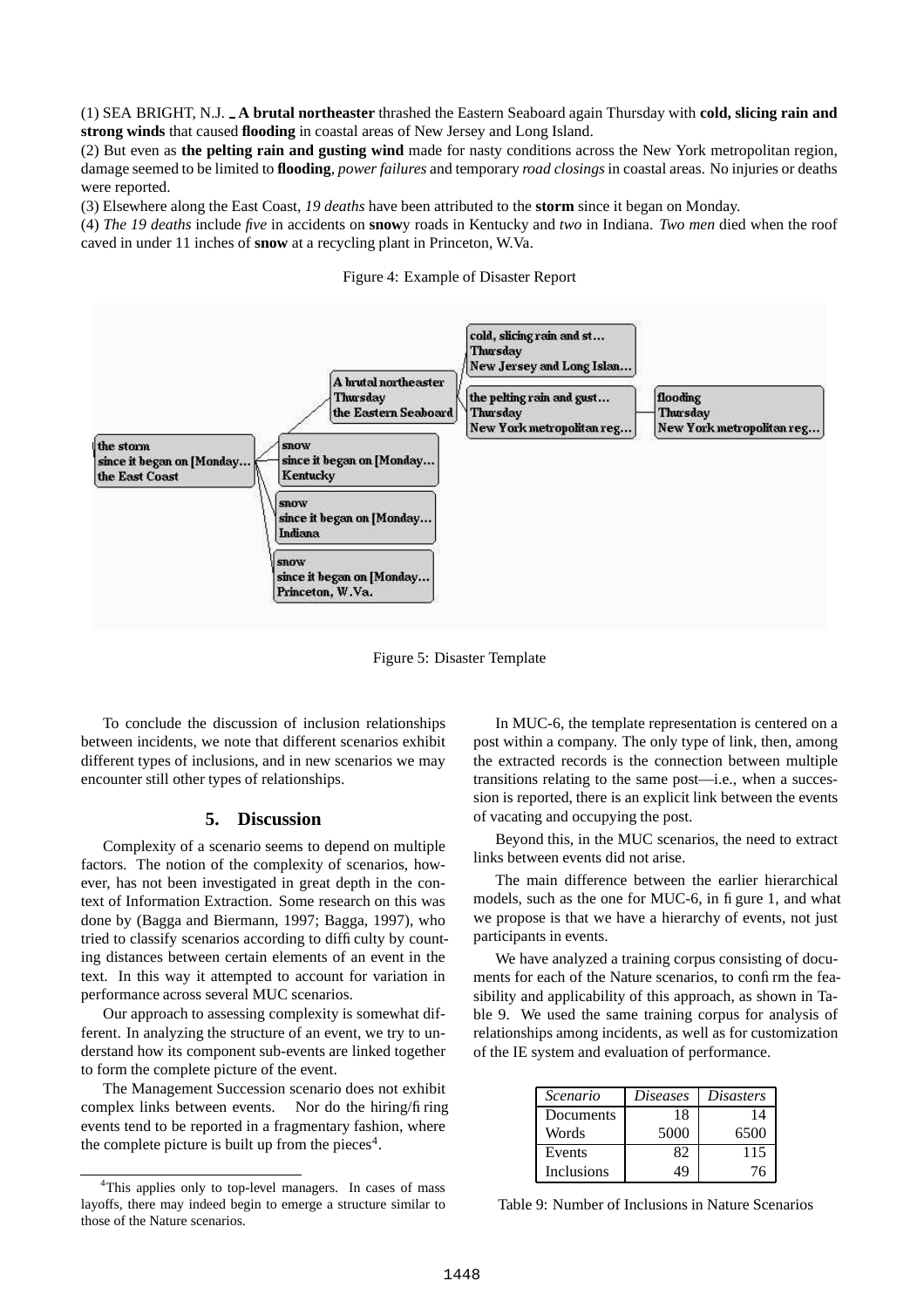(1) SEA BRIGHT, N.J. _ **A brutal northeaster** thrashed the Eastern Seaboard again Thursday with **cold, slicing rain and strong winds** that caused **flooding** in coastal areas of New Jersey and Long Island.

(2) But even as **the pelting rain and gusting wind** made for nasty conditions across the New York metropolitan region, damage seemed to be limited to **flooding**, *power failures* and temporary *road closings* in coastal areas. No injuries or deaths were reported.

(3) Elsewhere along the East Coast, *19 deaths* have been attributed to the **storm** since it began on Monday.

(4) *The 19 deaths* include *five* in accidents on **snow**y roads in Kentucky and *two* in Indiana. *Two men* died when the roof caved in under 11 inches of **snow** at a recycling plant in Princeton, W.Va.

Figure 4: Example of Disaster Report

Figure 5: Disaster Template

To conclude the discussion of inclusion relationships between incidents, we note that different scenarios exhibit different types of inclusions, and in new scenarios we may encounter still other types of relationships.

## 5. Discussion

Complexity of a scenario seems to depend on multiple factors. The notion of the complexity of scenarios, however, has not been investigated in great depth in the context of Information Extraction. Some research on this was done by (Bagga and Biermann, 1997; Bagga, 1997), who tried to classify scenarios according to difficulty by counting distances between certain elements of an event in the text. In this way it attempted to account for variation in performance across several MUC scenarios.

Our approach to assessing complexity is somewhat different. In analyzing the structure of an event, we try to understand how its component sub-events are linked together to form the complete picture of the event.

The Management Succession scenario does not exhibit complex links between events. Nor do the hiring/firing events tend to be reported in a fragmentary fashion, where the complete picture is built up from the pieces[4].

[4]This applies only to top-level managers. In cases of mass layoffs, there may indeed begin to emerge a structure similar to those of the Nature scenarios.

In MUC-6, the template representation is centered on a post within a company. The only type of link, then, among the extracted records is the connection between multiple transitions relating to the same post—i.e., when a succession is reported, there is an explicit link between the events of vacating and occupying the post.

Beyond this, in the MUC scenarios, the need to extract links between events did not arise.

The main difference between the earlier hierarchical models, such as the one for MUC-6, in figure 1, and what we propose is that we have a hierarchy of events, not just participants in events.

We have analyzed a training corpus consisting of documents for each of the Nature scenarios, to confirm the feasibility and applicability of this approach, as shown in Table 9. We used the same training corpus for analysis of relationships among incidents, as well as for customization of the IE system and evaluation of performance.

| *Scenario* | *Diseases* | *Disasters* |
|---|---|---|
| Documents | 18 | 14 |
| Words | 5000 | 6500 |
| Events | 82 | 115 |
| Inclusions | 49 | 76 |

Table 9: Number of Inclusions in Nature Scenarios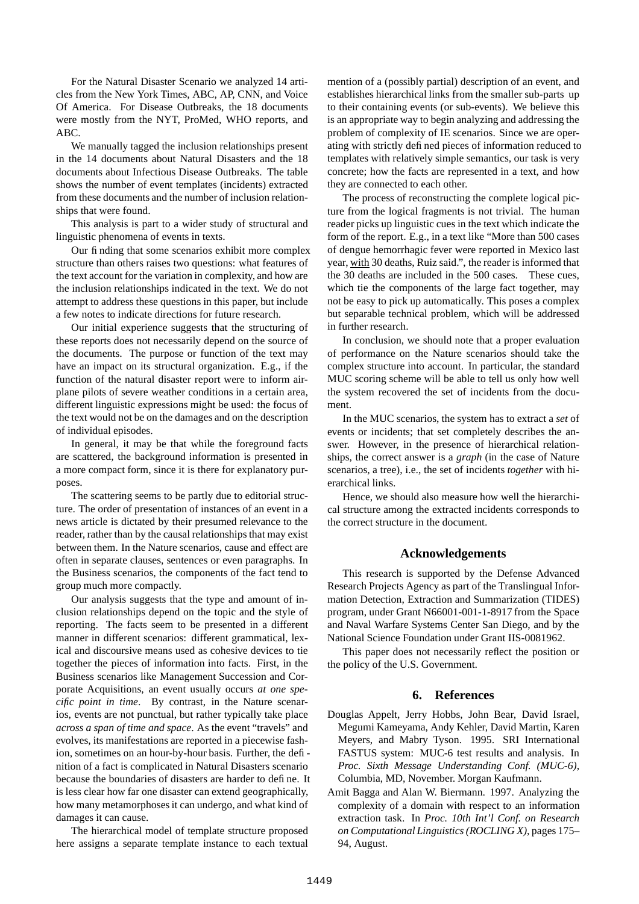For the Natural Disaster Scenario we analyzed 14 articles from the New York Times, ABC, AP, CNN, and Voice Of America. For Disease Outbreaks, the 18 documents were mostly from the NYT, ProMed, WHO reports, and ABC.

We manually tagged the inclusion relationships present in the 14 documents about Natural Disasters and the 18 documents about Infectious Disease Outbreaks. The table shows the number of event templates (incidents) extracted from these documents and the number of inclusion relationships that were found.

This analysis is part to a wider study of structural and linguistic phenomena of events in texts.

Our finding that some scenarios exhibit more complex structure than others raises two questions: what features of the text account for the variation in complexity, and how are the inclusion relationships indicated in the text. We do not attempt to address these questions in this paper, but include a few notes to indicate directions for future research.

Our initial experience suggests that the structuring of these reports does not necessarily depend on the source of the documents. The purpose or function of the text may have an impact on its structural organization. E.g., if the function of the natural disaster report were to inform airplane pilots of severe weather conditions in a certain area, different linguistic expressions might be used: the focus of the text would not be on the damages and on the description of individual episodes.

In general, it may be that while the foreground facts are scattered, the background information is presented in a more compact form, since it is there for explanatory purposes.

The scattering seems to be partly due to editorial structure. The order of presentation of instances of an event in a news article is dictated by their presumed relevance to the reader, rather than by the causal relationships that may exist between them. In the Nature scenarios, cause and effect are often in separate clauses, sentences or even paragraphs. In the Business scenarios, the components of the fact tend to group much more compactly.

Our analysis suggests that the type and amount of inclusion relationships depend on the topic and the style of reporting. The facts seem to be presented in a different manner in different scenarios: different grammatical, lexical and discoursive means used as cohesive devices to tie together the pieces of information into facts. First, in the Business scenarios like Management Succession and Corporate Acquisitions, an event usually occurs *at one specific point in time*. By contrast, in the Nature scenarios, events are not punctual, but rather typically take place *across a span of time and space*. As the event "travels" and evolves, its manifestations are reported in a piecewise fashion, sometimes on an hour-by-hour basis. Further, the definition of a fact is complicated in Natural Disasters scenario because the boundaries of disasters are harder to define. It is less clear how far one disaster can extend geographically, how many metamorphoses it can undergo, and what kind of damages it can cause.

The hierarchical model of template structure proposed here assigns a separate template instance to each textual mention of a (possibly partial) description of an event, and establishes hierarchical links from the smaller sub-parts up to their containing events (or sub-events). We believe this is an appropriate way to begin analyzing and addressing the problem of complexity of IE scenarios. Since we are operating with strictly defined pieces of information reduced to templates with relatively simple semantics, our task is very concrete; how the facts are represented in a text, and how they are connected to each other.

The process of reconstructing the complete logical picture from the logical fragments is not trivial. The human reader picks up linguistic cues in the text which indicate the form of the report. E.g., in a text like "More than 500 cases of dengue hemorrhagic fever were reported in Mexico last year, <u>with</u> 30 deaths, Ruiz said.", the reader is informed that the 30 deaths are included in the 500 cases. These cues, which tie the components of the large fact together, may not be easy to pick up automatically. This poses a complex but separable technical problem, which will be addressed in further research.

In conclusion, we should note that a proper evaluation of performance on the Nature scenarios should take the complex structure into account. In particular, the standard MUC scoring scheme will be able to tell us only how well the system recovered the set of incidents from the document.

In the MUC scenarios, the system has to extract a *set* of events or incidents; that set completely describes the answer. However, in the presence of hierarchical relationships, the correct answer is a *graph* (in the case of Nature scenarios, a tree), i.e., the set of incidents *together* with hierarchical links.

Hence, we should also measure how well the hierarchical structure among the extracted incidents corresponds to the correct structure in the document.

## Acknowledgements

This research is supported by the Defense Advanced Research Projects Agency as part of the Translingual Information Detection, Extraction and Summarization (TIDES) program, under Grant N66001-001-1-8917 from the Space and Naval Warfare Systems Center San Diego, and by the National Science Foundation under Grant IIS-0081962.

This paper does not necessarily reflect the position or the policy of the U.S. Government.

## 6. References

Douglas Appelt, Jerry Hobbs, John Bear, David Israel, Megumi Kameyama, Andy Kehler, David Martin, Karen Meyers, and Mabry Tyson. 1995. SRI International FASTUS system: MUC-6 test results and analysis. In *Proc. Sixth Message Understanding Conf. (MUC-6)*, Columbia, MD, November. Morgan Kaufmann.

Amit Bagga and Alan W. Biermann. 1997. Analyzing the complexity of a domain with respect to an information extraction task. In *Proc. 10th Int'l Conf. on Research on Computational Linguistics (ROCLING X)*, pages 175–94, August.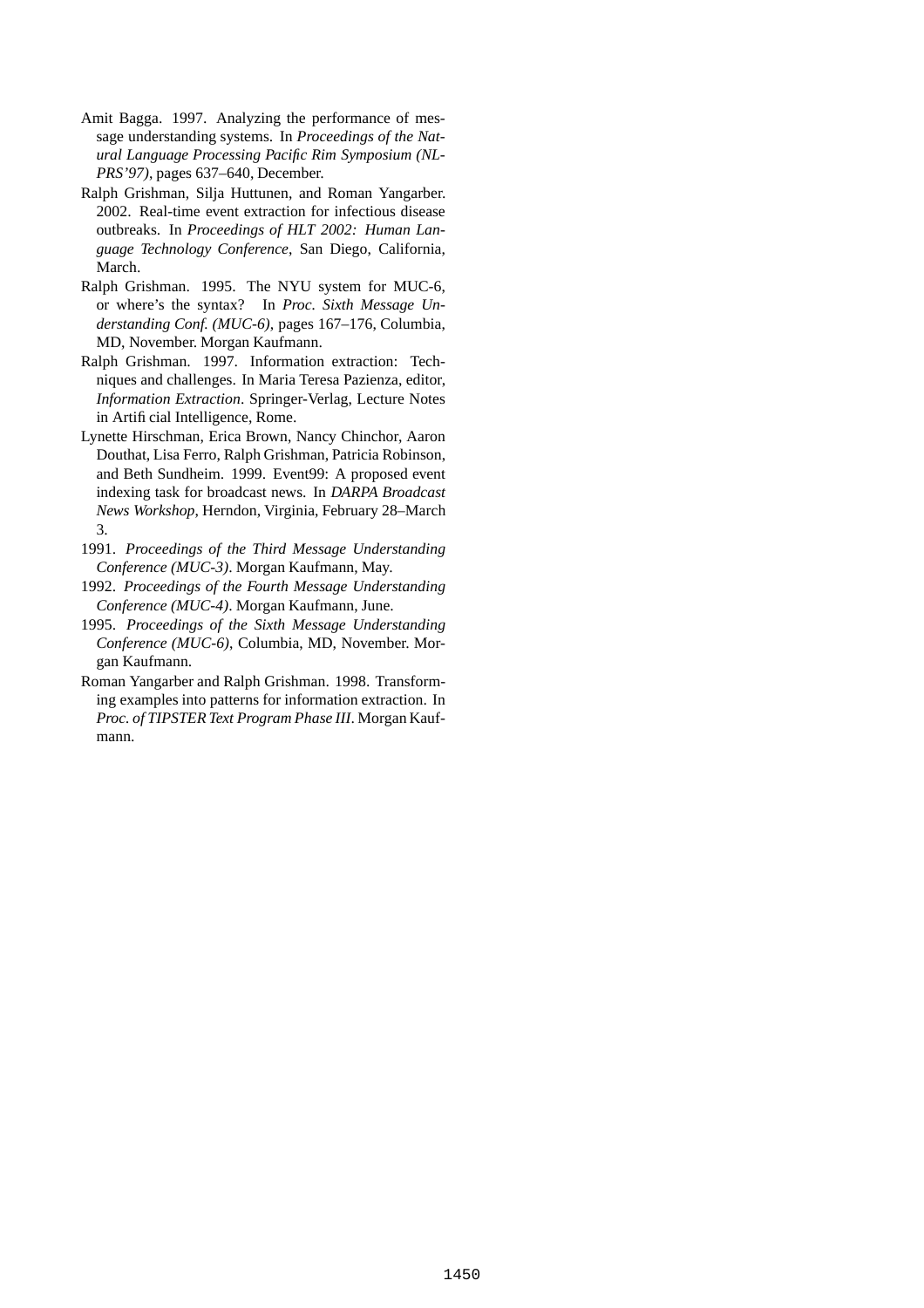Amit Bagga. 1997. Analyzing the performance of message understanding systems. In *Proceedings of the Natural Language Processing Pacific Rim Symposium (NLPRS'97)*, pages 637–640, December.

Ralph Grishman, Silja Huttunen, and Roman Yangarber. 2002. Real-time event extraction for infectious disease outbreaks. In *Proceedings of HLT 2002: Human Language Technology Conference*, San Diego, California, March.

Ralph Grishman. 1995. The NYU system for MUC-6, or where's the syntax? In *Proc. Sixth Message Understanding Conf. (MUC-6)*, pages 167–176, Columbia, MD, November. Morgan Kaufmann.

Ralph Grishman. 1997. Information extraction: Techniques and challenges. In Maria Teresa Pazienza, editor, *Information Extraction*. Springer-Verlag, Lecture Notes in Artificial Intelligence, Rome.

Lynette Hirschman, Erica Brown, Nancy Chinchor, Aaron Douthat, Lisa Ferro, Ralph Grishman, Patricia Robinson, and Beth Sundheim. 1999. Event99: A proposed event indexing task for broadcast news. In *DARPA Broadcast News Workshop*, Herndon, Virginia, February 28–March 3.

1991. *Proceedings of the Third Message Understanding Conference (MUC-3)*. Morgan Kaufmann, May.

1992. *Proceedings of the Fourth Message Understanding Conference (MUC-4)*. Morgan Kaufmann, June.

1995. *Proceedings of the Sixth Message Understanding Conference (MUC-6)*, Columbia, MD, November. Morgan Kaufmann.

Roman Yangarber and Ralph Grishman. 1998. Transforming examples into patterns for information extraction. In *Proc. of TIPSTER Text Program Phase III*. Morgan Kaufmann.